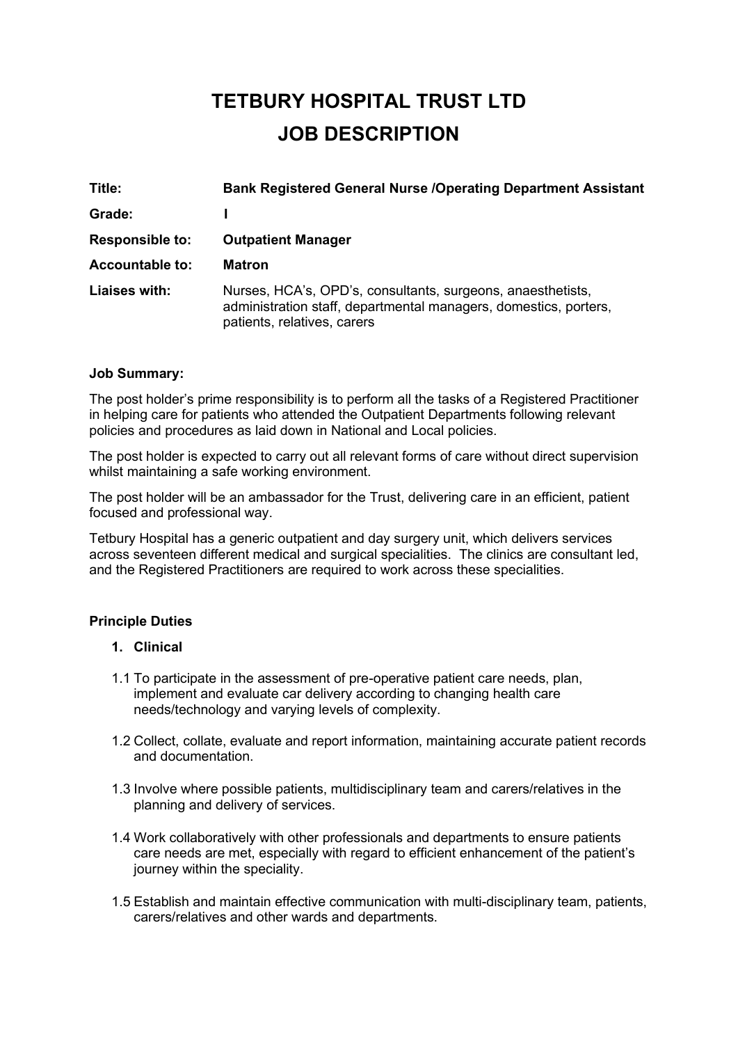# TETBURY HOSPITAL TRUST LTD
# JOB DESCRIPTION

| | |
|---|---|
| **Title:** | **Bank Registered General Nurse /Operating Department Assistant** |
| **Grade:** | **I** |
| **Responsible to:** | **Outpatient Manager** |
| **Accountable to:** | **Matron** |
| **Liaises with:** | Nurses, HCA's, OPD's, consultants, surgeons, anaesthetists, administration staff, departmental managers, domestics, porters, patients, relatives, carers |

**Job Summary:**

The post holder's prime responsibility is to perform all the tasks of a Registered Practitioner in helping care for patients who attended the Outpatient Departments following relevant policies and procedures as laid down in National and Local policies.

The post holder is expected to carry out all relevant forms of care without direct supervision whilst maintaining a safe working environment.

The post holder will be an ambassador for the Trust, delivering care in an efficient, patient focused and professional way.

Tetbury Hospital has a generic outpatient and day surgery unit, which delivers services across seventeen different medical and surgical specialities. The clinics are consultant led, and the Registered Practitioners are required to work across these specialities.

**Principle Duties**

1. **Clinical**

1.1 To participate in the assessment of pre-operative patient care needs, plan, implement and evaluate car delivery according to changing health care needs/technology and varying levels of complexity.

1.2 Collect, collate, evaluate and report information, maintaining accurate patient records and documentation.

1.3 Involve where possible patients, multidisciplinary team and carers/relatives in the planning and delivery of services.

1.4 Work collaboratively with other professionals and departments to ensure patients care needs are met, especially with regard to efficient enhancement of the patient's journey within the speciality.

1.5 Establish and maintain effective communication with multi-disciplinary team, patients, carers/relatives and other wards and departments.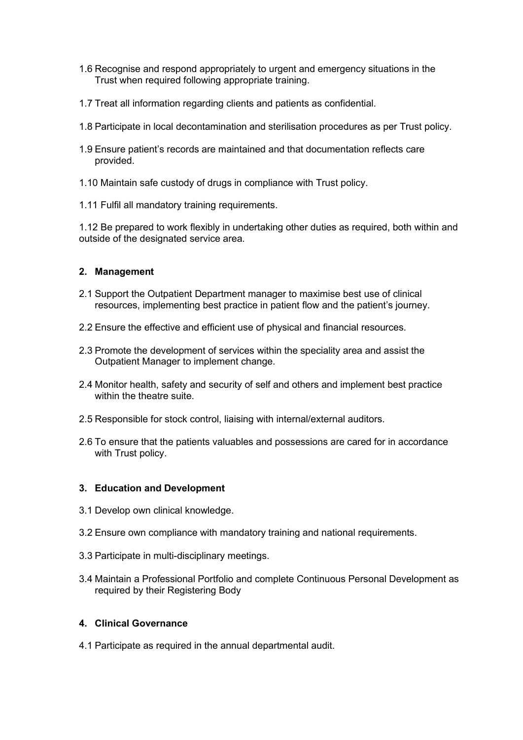1.6 Recognise and respond appropriately to urgent and emergency situations in the Trust when required following appropriate training.

1.7 Treat all information regarding clients and patients as confidential.

1.8 Participate in local decontamination and sterilisation procedures as per Trust policy.

1.9 Ensure patient's records are maintained and that documentation reflects care provided.

1.10 Maintain safe custody of drugs in compliance with Trust policy.

1.11 Fulfil all mandatory training requirements.

1.12 Be prepared to work flexibly in undertaking other duties as required, both within and outside of the designated service area.

## 2. Management

2.1 Support the Outpatient Department manager to maximise best use of clinical resources, implementing best practice in patient flow and the patient's journey.

2.2 Ensure the effective and efficient use of physical and financial resources.

2.3 Promote the development of services within the speciality area and assist the Outpatient Manager to implement change.

2.4 Monitor health, safety and security of self and others and implement best practice within the theatre suite.

2.5 Responsible for stock control, liaising with internal/external auditors.

2.6 To ensure that the patients valuables and possessions are cared for in accordance with Trust policy.

## 3. Education and Development

3.1 Develop own clinical knowledge.

3.2 Ensure own compliance with mandatory training and national requirements.

3.3 Participate in multi-disciplinary meetings.

3.4 Maintain a Professional Portfolio and complete Continuous Personal Development as required by their Registering Body

## 4. Clinical Governance

4.1 Participate as required in the annual departmental audit.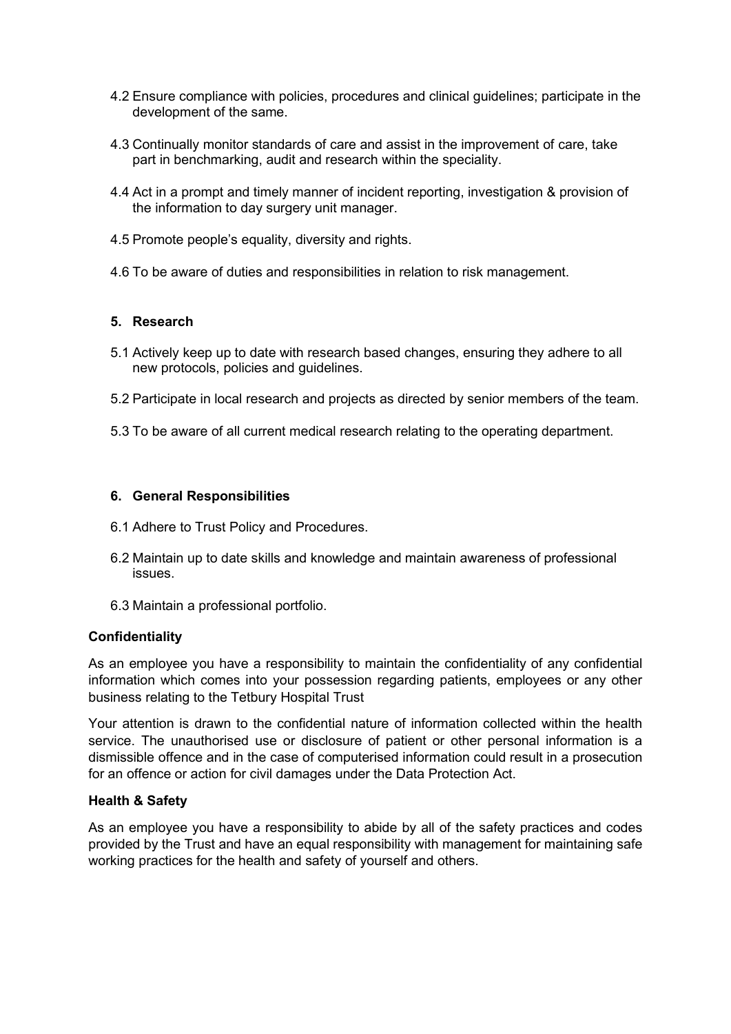4.2 Ensure compliance with policies, procedures and clinical guidelines; participate in the development of the same.

4.3 Continually monitor standards of care and assist in the improvement of care, take part in benchmarking, audit and research within the speciality.

4.4 Act in a prompt and timely manner of incident reporting, investigation & provision of the information to day surgery unit manager.

4.5 Promote people's equality, diversity and rights.

4.6 To be aware of duties and responsibilities in relation to risk management.

**5. Research**

5.1 Actively keep up to date with research based changes, ensuring they adhere to all new protocols, policies and guidelines.

5.2 Participate in local research and projects as directed by senior members of the team.

5.3 To be aware of all current medical research relating to the operating department.

**6. General Responsibilities**

6.1 Adhere to Trust Policy and Procedures.

6.2 Maintain up to date skills and knowledge and maintain awareness of professional issues.

6.3 Maintain a professional portfolio.

**Confidentiality**

As an employee you have a responsibility to maintain the confidentiality of any confidential information which comes into your possession regarding patients, employees or any other business relating to the Tetbury Hospital Trust

Your attention is drawn to the confidential nature of information collected within the health service. The unauthorised use or disclosure of patient or other personal information is a dismissible offence and in the case of computerised information could result in a prosecution for an offence or action for civil damages under the Data Protection Act.

**Health & Safety**

As an employee you have a responsibility to abide by all of the safety practices and codes provided by the Trust and have an equal responsibility with management for maintaining safe working practices for the health and safety of yourself and others.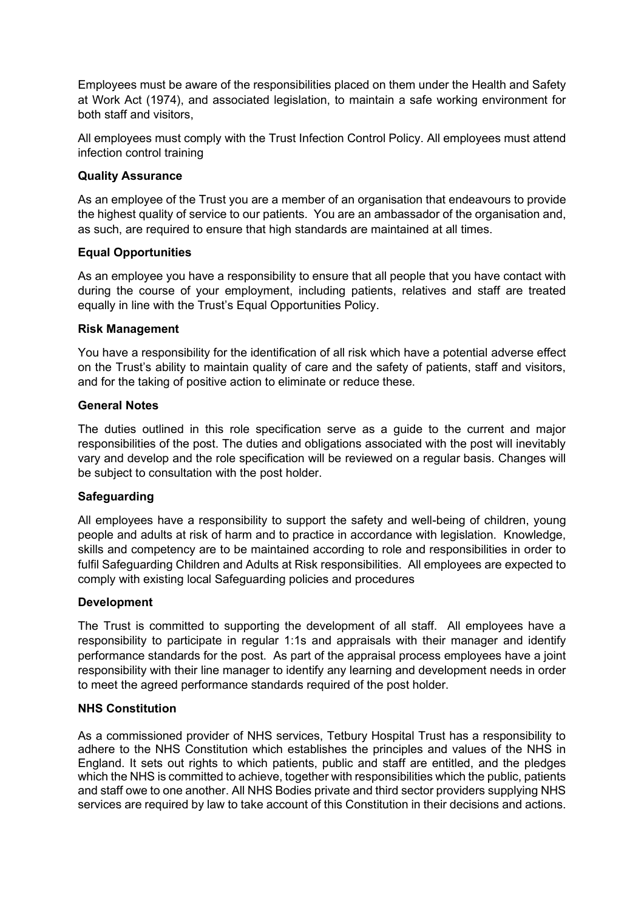Employees must be aware of the responsibilities placed on them under the Health and Safety at Work Act (1974), and associated legislation, to maintain a safe working environment for both staff and visitors,

All employees must comply with the Trust Infection Control Policy. All employees must attend infection control training

**Quality Assurance**

As an employee of the Trust you are a member of an organisation that endeavours to provide the highest quality of service to our patients. You are an ambassador of the organisation and, as such, are required to ensure that high standards are maintained at all times.

**Equal Opportunities**

As an employee you have a responsibility to ensure that all people that you have contact with during the course of your employment, including patients, relatives and staff are treated equally in line with the Trust's Equal Opportunities Policy.

**Risk Management**

You have a responsibility for the identification of all risk which have a potential adverse effect on the Trust's ability to maintain quality of care and the safety of patients, staff and visitors, and for the taking of positive action to eliminate or reduce these.

**General Notes**

The duties outlined in this role specification serve as a guide to the current and major responsibilities of the post. The duties and obligations associated with the post will inevitably vary and develop and the role specification will be reviewed on a regular basis. Changes will be subject to consultation with the post holder.

**Safeguarding**

All employees have a responsibility to support the safety and well-being of children, young people and adults at risk of harm and to practice in accordance with legislation. Knowledge, skills and competency are to be maintained according to role and responsibilities in order to fulfil Safeguarding Children and Adults at Risk responsibilities. All employees are expected to comply with existing local Safeguarding policies and procedures

**Development**

The Trust is committed to supporting the development of all staff. All employees have a responsibility to participate in regular 1:1s and appraisals with their manager and identify performance standards for the post. As part of the appraisal process employees have a joint responsibility with their line manager to identify any learning and development needs in order to meet the agreed performance standards required of the post holder.

**NHS Constitution**

As a commissioned provider of NHS services, Tetbury Hospital Trust has a responsibility to adhere to the NHS Constitution which establishes the principles and values of the NHS in England. It sets out rights to which patients, public and staff are entitled, and the pledges which the NHS is committed to achieve, together with responsibilities which the public, patients and staff owe to one another. All NHS Bodies private and third sector providers supplying NHS services are required by law to take account of this Constitution in their decisions and actions.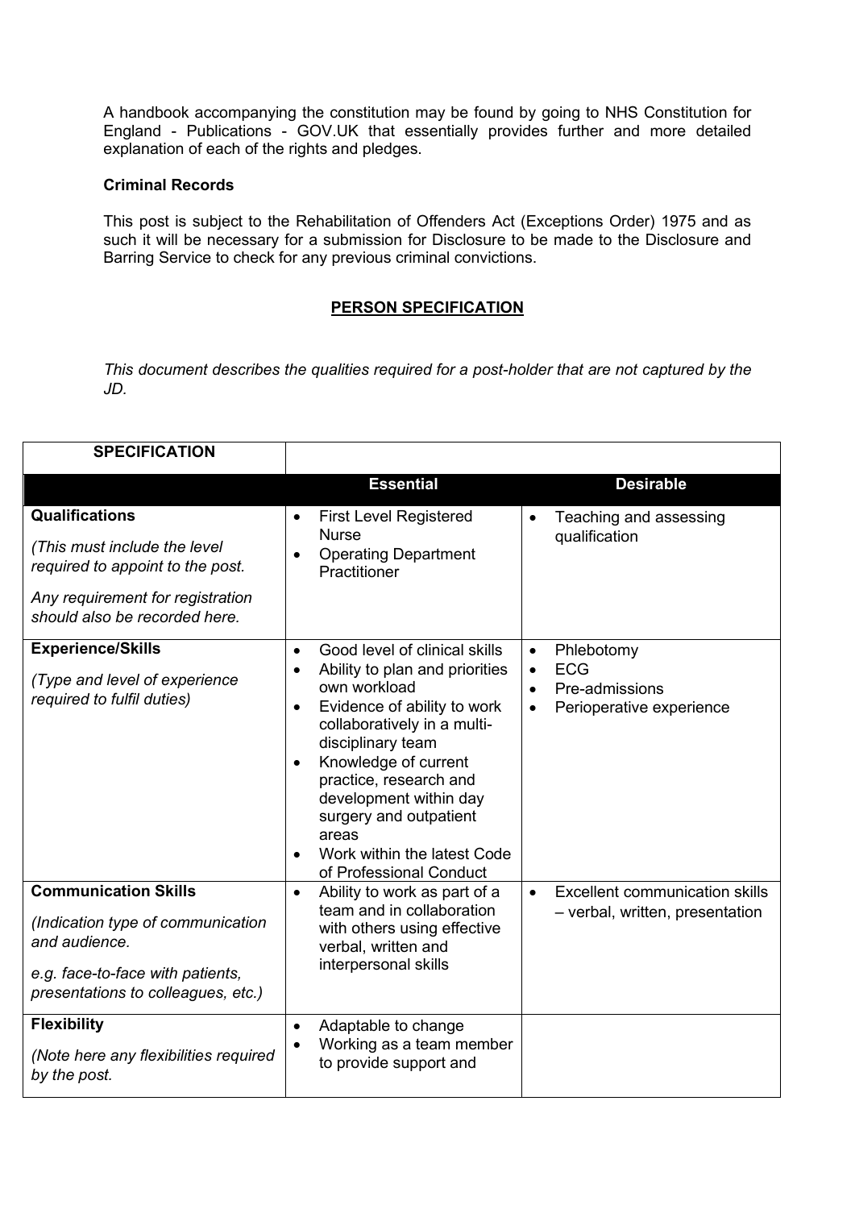A handbook accompanying the constitution may be found by going to NHS Constitution for England - Publications - GOV.UK that essentially provides further and more detailed explanation of each of the rights and pledges.

**Criminal Records**

This post is subject to the Rehabilitation of Offenders Act (Exceptions Order) 1975 and as such it will be necessary for a submission for Disclosure to be made to the Disclosure and Barring Service to check for any previous criminal convictions.

## PERSON SPECIFICATION

*This document describes the qualities required for a post-holder that are not captured by the JD.*

| **SPECIFICATION** | **Essential** | **Desirable** |
|---|---|---|
| **Qualifications**<br>*(This must include the level required to appoint to the post.*<br>*Any requirement for registration should also be recorded here.* | • First Level Registered Nurse<br>• Operating Department Practitioner | • Teaching and assessing qualification |
| **Experience/Skills**<br>*(Type and level of experience required to fulfil duties)* | • Good level of clinical skills<br>• Ability to plan and priorities own workload<br>• Evidence of ability to work collaboratively in a multi-disciplinary team<br>• Knowledge of current practice, research and development within day surgery and outpatient areas<br>• Work within the latest Code of Professional Conduct | • Phlebotomy<br>• ECG<br>• Pre-admissions<br>• Perioperative experience |
| **Communication Skills**<br>*(Indication type of communication and audience.*<br>*e.g. face-to-face with patients, presentations to colleagues, etc.)* | • Ability to work as part of a team and in collaboration with others using effective verbal, written and interpersonal skills | • Excellent communication skills – verbal, written, presentation |
| **Flexibility**<br>*(Note here any flexibilities required by the post.* | • Adaptable to change<br>• Working as a team member to provide support and | |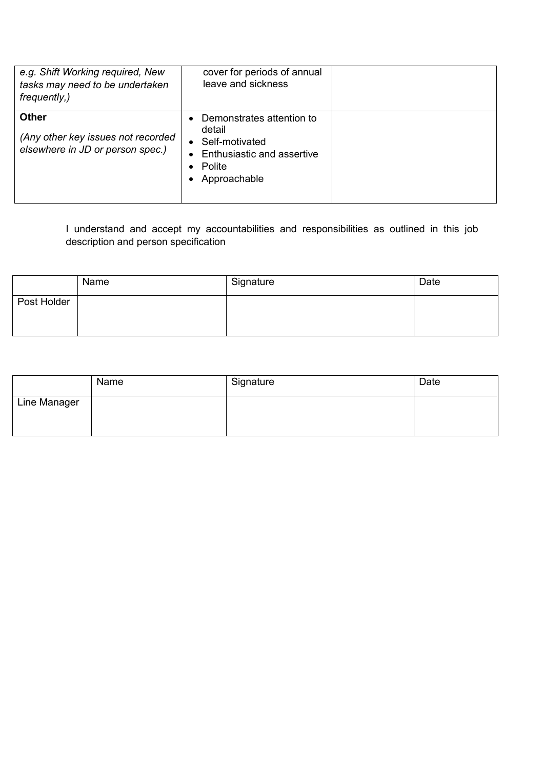| | | |
|---|---|---|
| *e.g. Shift Working required, New tasks may need to be undertaken frequently,)* | cover for periods of annual leave and sickness | |
| **Other**<br><br>*(Any other key issues not recorded elsewhere in JD or person spec.)* | • Demonstrates attention to detail<br>• Self-motivated<br>• Enthusiastic and assertive<br>• Polite<br>• Approachable | |

I understand and accept my accountabilities and responsibilities as outlined in this job description and person specification

| | Name | Signature | Date |
|---|---|---|---|
| Post Holder | | | |

| | Name | Signature | Date |
|---|---|---|---|
| Line Manager | | | |